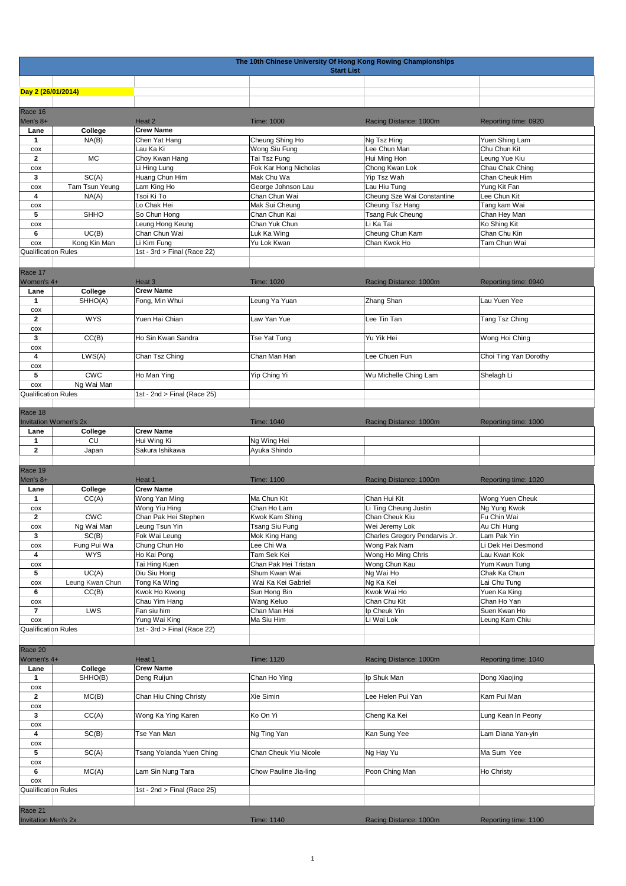# The 10th Chinese University Of Hong Kong Rowing Championships

## Start List

**Day 2 (26/01/2014)**

### Race 16

| Men's 8+ | | Heat 2 | Time: 1000 | Racing Distance: 1000m | Reporting time: 0920 |
|---|---|---|---|---|---|
| **Lane** | **College** | **Crew Name** | | | |
| 1 | NA(B) | Chen Yat Hang | Cheung Shing Ho | Ng Tsz Hing | Yuen Shing Lam |
| cox | | Lau Ka Ki | Wong Siu Fung | Lee Chun Man | Chu Chun Kit |
| 2 | MC | Choy Kwan Hang | Tai Tsz Fung | Hui Ming Hon | Leung Yue Kiu |
| cox | | Li Hing Lung | Fok Kar Hong Nicholas | Chong Kwan Lok | Chau Chak Ching |
| 3 | SC(A) | Huang Chun Him | Mak Chu Wa | Yip Tsz Wah | Chan Cheuk Him |
| cox | Tam Tsun Yeung | Lam King Ho | George Johnson Lau | Lau Hiu Tung | Yung Kit Fan |
| 4 | NA(A) | Tsoi Ki To | Chan Chun Wai | Cheung Sze Wai Constantine | Lee Chun Kit |
| cox | | Lo Chak Hei | Mak Sui Cheung | Cheung Tsz Hang | Tang kam Wai |
| 5 | SHHO | So Chun Hong | Chan Chun Kai | Tsang Fuk Cheung | Chan Hey Man |
| cox | | Leung Hong Keung | Chan Yuk Chun | Li Ka Tai | Ko Shing Kit |
| 6 | UC(B) | Chan Chun Wai | Luk Ka Wing | Cheung Chun Kam | Chan Chu Kin |
| cox | Kong Kin Man | Li Kim Fung | Yu Lok Kwan | Chan Kwok Ho | Tam Chun Wai |
| Qualification Rules | | 1st - 3rd > Final (Race 22) | | | |

### Race 17

| Women's 4+ | | Heat 3 | Time: 1020 | Racing Distance: 1000m | Reporting time: 0940 |
|---|---|---|---|---|---|
| **Lane** | **College** | **Crew Name** | | | |
| 1 | SHHO(A) | Fong, Min Whui | Leung Ya Yuan | Zhang Shan | Lau Yuen Yee |
| cox | | | | | |
| 2 | WYS | Yuen Hai Chian | Law Yan Yue | Lee Tin Tan | Tang Tsz Ching |
| cox | | | | | |
| 3 | CC(B) | Ho Sin Kwan Sandra | Tse Yat Tung | Yu Yik Hei | Wong Hoi Ching |
| cox | | | | | |
| 4 | LWS(A) | Chan Tsz Ching | Chan Man Han | Lee Chuen Fun | Choi Ting Yan Dorothy |
| cox | | | | | |
| 5 | CWC | Ho Man Ying | Yip Ching Yi | Wu Michelle Ching Lam | Shelagh Li |
| cox | Ng Wai Man | | | | |
| Qualification Rules | | 1st - 2nd > Final (Race 25) | | | |

### Race 18

| Invitation Women's 2x | | | Time: 1040 | Racing Distance: 1000m | Reporting time: 1000 |
|---|---|---|---|---|---|
| **Lane** | **College** | **Crew Name** | | | |
| 1 | CU | Hui Wing Ki | Ng Wing Hei | | |
| 2 | Japan | Sakura Ishikawa | Ayuka Shindo | | |

### Race 19

| Men's 8+ | | Heat 1 | Time: 1100 | Racing Distance: 1000m | Reporting time: 1020 |
|---|---|---|---|---|---|
| **Lane** | **College** | **Crew Name** | | | |
| 1 | CC(A) | Wong Yan Ming | Ma Chun Kit | Chan Hui Kit | Wong Yuen Cheuk |
| cox | | Wong Yiu Hing | Chan Ho Lam | Li Ting Cheung Justin | Ng Yung Kwok |
| 2 | CWC | Chan Pak Hei Stephen | Kwok Kam Shing | Chan Cheuk Kiu | Fu Chin Wai |
| cox | Ng Wai Man | Leung Tsun Yin | Tsang Siu Fung | Wei Jeremy Lok | Au Chi Hung |
| 3 | SC(B) | Fok Wai Leung | Mok King Hang | Charles Gregory Pendarvis Jr. | Lam Pak Yin |
| cox | Fung Pui Wa | Chung Chun Ho | Lee Chi Wa | Wong Pak Nam | Li Dek Hei Desmond |
| 4 | WYS | Ho Kai Pong | Tam Sek Kei | Wong Ho Ming Chris | Lau Kwan Kok |
| cox | | Tai Hing Kuen | Chan Pak Hei Tristan | Wong Chun Kau | Yum Kwun Tung |
| 5 | UC(A) | Diu Siu Hong | Shum Kwan Wai | Ng Wai Ho | Chak Ka Chun |
| cox | Leung Kwan Chun | Tong Ka Wing | Wai Ka Kei Gabriel | Ng Ka Kei | Lai Chu Tung |
| 6 | CC(B) | Kwok Ho Kwong | Sun Hong Bin | Kwok Wai Ho | Yuen Ka King |
| cox | | Chau Yim Hang | Wang Keluo | Chan Chu Kit | Chan Ho Yan |
| 7 | LWS | Fan siu him | Chan Man Hei | Ip Cheuk Yin | Suen Kwan Ho |
| cox | | Yung Wai King | Ma Siu Him | Li Wai Lok | Leung Kam Chiu |
| Qualification Rules | | 1st - 3rd > Final (Race 22) | | | |

### Race 20

| Women's 4+ | | Heat 1 | Time: 1120 | Racing Distance: 1000m | Reporting time: 1040 |
|---|---|---|---|---|---|
| **Lane** | **College** | **Crew Name** | | | |
| 1 | SHHO(B) | Deng Ruijun | Chan Ho Ying | Ip Shuk Man | Dong Xiaojing |
| cox | | | | | |
| 2 | MC(B) | Chan Hiu Ching Christy | Xie Simin | Lee Helen Pui Yan | Kam Pui Man |
| cox | | | | | |
| 3 | CC(A) | Wong Ka Ying Karen | Ko On Yi | Cheng Ka Kei | Lung Kean In Peony |
| cox | | | | | |
| 4 | SC(B) | Tse Yan Man | Ng Ting Yan | Kan Sung Yee | Lam Diana Yan-yin |
| cox | | | | | |
| 5 | SC(A) | Tsang Yolanda Yuen Ching | Chan Cheuk Yiu Nicole | Ng Hay Yu | Ma Sum Yee |
| cox | | | | | |
| 6 | MC(A) | Lam Sin Nung Tara | Chow Pauline Jia-ling | Poon Ching Man | Ho Christy |
| cox | | | | | |
| Qualification Rules | | 1st - 2nd > Final (Race 25) | | | |

### Race 21

| Invitation Men's 2x | | | Time: 1140 | Racing Distance: 1000m | Reporting time: 1100 |
|---|---|---|---|---|---|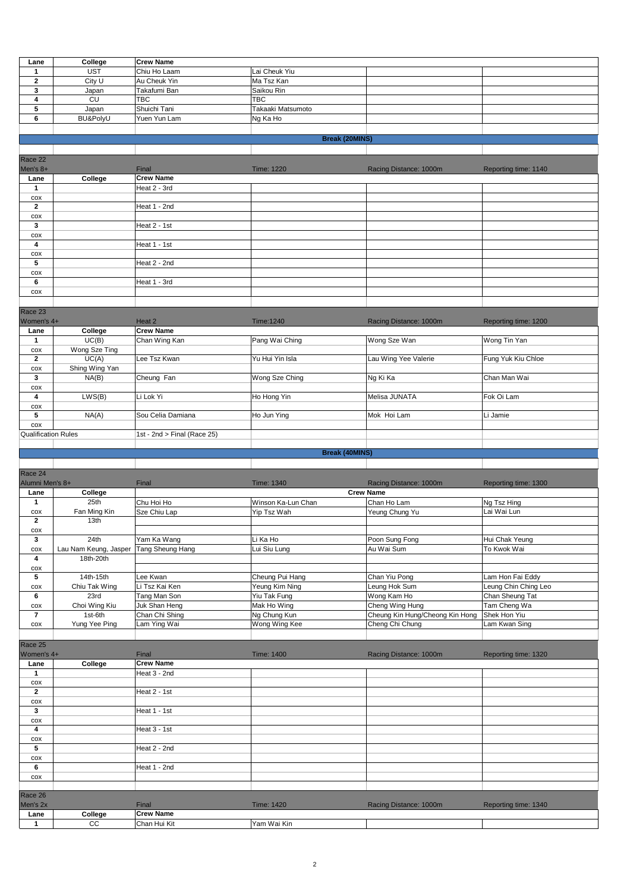| Lane | College | Crew Name | | | |
|---|---|---|---|---|---|
| 1 | UST | Chiu Ho Laam | Lai Cheuk Yiu | | |
| 2 | City U | Au Cheuk Yin | Ma Tsz Kan | | |
| 3 | Japan | Takafumi Ban | Saikou Rin | | |
| 4 | CU | TBC | TBC | | |
| 5 | Japan | Shuichi Tani | Takaaki Matsumoto | | |
| 6 | BU&PolyU | Yuen Yun Lam | Ng Ka Ho | | |

**Break (20MINS)**

| Race 22 | | | | | |
|---|---|---|---|---|---|
| Men's 8+ | | Final | Time: 1220 | Racing Distance: 1000m | Reporting time: 1140 |
| Lane | College | Crew Name | | | |
| 1 | | Heat 2 - 3rd | | | |
| cox | | | | | |
| 2 | | Heat 1 - 2nd | | | |
| cox | | | | | |
| 3 | | Heat 2 - 1st | | | |
| cox | | | | | |
| 4 | | Heat 1 - 1st | | | |
| cox | | | | | |
| 5 | | Heat 2 - 2nd | | | |
| cox | | | | | |
| 6 | | Heat 1 - 3rd | | | |
| cox | | | | | |

| Race 23 | | | | | |
|---|---|---|---|---|---|
| Women's 4+ | | Heat 2 | Time:1240 | Racing Distance: 1000m | Reporting time: 1200 |
| Lane | College | Crew Name | | | |
| 1 | UC(B) | Chan Wing Kan | Pang Wai Ching | Wong Sze Wan | Wong Tin Yan |
| cox | Wong Sze Ting | | | | |
| 2 | UC(A) | Lee Tsz Kwan | Yu Hui Yin Isla | Lau Wing Yee Valerie | Fung Yuk Kiu Chloe |
| cox | Shing Wing Yan | | | | |
| 3 | NA(B) | Cheung Fan | Wong Sze Ching | Ng Ki Ka | Chan Man Wai |
| cox | | | | | |
| 4 | LWS(B) | Li Lok Yi | Ho Hong Yin | Melisa JUNATA | Fok Oi Lam |
| cox | | | | | |
| 5 | NA(A) | Sou Celia Damiana | Ho Jun Ying | Mok Hoi Lam | Li Jamie |
| cox | | | | | |
| Qualification Rules | | 1st - 2nd > Final (Race 25) | | | |

**Break (40MINS)**

| Race 24 | | | | | |
|---|---|---|---|---|---|
| Alumni Men's 8+ | | Final | Time: 1340 | Racing Distance: 1000m | Reporting time: 1300 |
| Lane | College | Crew Name | | | |
| 1 | 25th | Chu Hoi Ho | Winson Ka-Lun Chan | Chan Ho Lam | Ng Tsz Hing |
| cox | Fan Ming Kin | Sze Chiu Lap | Yip Tsz Wah | Yeung Chung Yu | Lai Wai Lun |
| 2 | 13th | | | | |
| cox | | | | | |
| 3 | 24th | Yam Ka Wang | Li Ka Ho | Poon Sung Fong | Hui Chak Yeung |
| cox | Lau Nam Keung, Jasper | Tang Sheung Hang | Lui Siu Lung | Au Wai Sum | To Kwok Wai |
| 4 | 18th-20th | | | | |
| cox | | | | | |
| 5 | 14th-15th | Lee Kwan | Cheung Pui Hang | Chan Yiu Pong | Lam Hon Fai Eddy |
| cox | Chiu Tak Wing | Li Tsz Kai Ken | Yeung Kim Ning | Leung Hok Sum | Leung Chin Ching Leo |
| 6 | 23rd | Tang Man Son | Yiu Tak Fung | Wong Kam Ho | Chan Sheung Tat |
| cox | Choi Wing Kiu | Juk Shan Heng | Mak Ho Wing | Cheng Wing Hung | Tam Cheng Wa |
| 7 | 1st-6th | Chan Chi Shing | Ng Chung Kun | Cheung Kin Hung/Cheong Kin Hong | Shek Hon Yiu |
| cox | Yung Yee Ping | Lam Ying Wai | Wong Wing Kee | Cheng Chi Chung | Lam Kwan Sing |

| Race 25 | | | | | |
|---|---|---|---|---|---|
| Women's 4+ | | Final | Time: 1400 | Racing Distance: 1000m | Reporting time: 1320 |
| Lane | College | Crew Name | | | |
| 1 | | Heat 3 - 2nd | | | |
| cox | | | | | |
| 2 | | Heat 2 - 1st | | | |
| cox | | | | | |
| 3 | | Heat 1 - 1st | | | |
| cox | | | | | |
| 4 | | Heat 3 - 1st | | | |
| cox | | | | | |
| 5 | | Heat 2 - 2nd | | | |
| cox | | | | | |
| 6 | | Heat 1 - 2nd | | | |
| cox | | | | | |

| Race 26 | | | | | |
|---|---|---|---|---|---|
| Men's 2x | | Final | Time: 1420 | Racing Distance: 1000m | Reporting time: 1340 |
| Lane | College | Crew Name | | | |
| 1 | CC | Chan Hui Kit | Yam Wai Kin | | |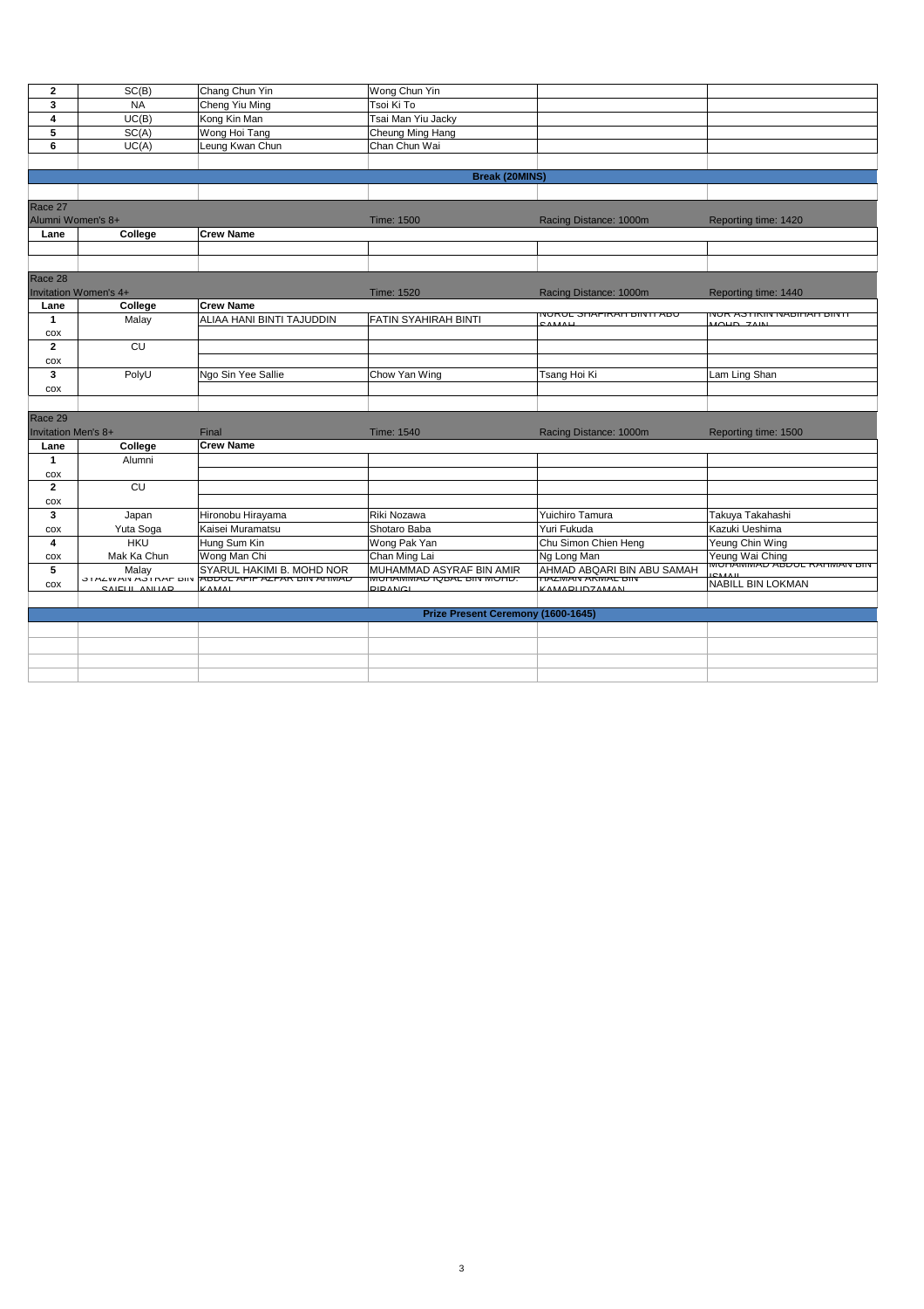| | | | | | |
|---|---|---|---|---|---|
| 2 | SC(B) | Chang Chun Yin | Wong Chun Yin | | |
| 3 | NA | Cheng Yiu Ming | Tsoi Ki To | | |
| 4 | UC(B) | Kong Kin Man | Tsai Man Yiu Jacky | | |
| 5 | SC(A) | Wong Hoi Tang | Cheung Ming Hang | | |
| 6 | UC(A) | Leung Kwan Chun | Chan Chun Wai | | |

**Break (20MINS)**

Race 27

| Alumni Women's 8+ | | | Time: 1500 | Racing Distance: 1000m | Reporting time: 1420 |
|---|---|---|---|---|---|
| **Lane** | **College** | **Crew Name** | | | |
| | | | | | |

Race 28

| Invitation Women's 4+ | | | Time: 1520 | Racing Distance: 1000m | Reporting time: 1440 |
|---|---|---|---|---|---|
| **Lane** | **College** | **Crew Name** | | | |
| 1 | Malay | ALIAA HANI BINTI TAJUDDIN | FATIN SYAHIRAH BINTI | NURUL SHAFIRAH BINTI ABU SAMAH | NUR ASHIKIN NABIHAH BINTI MOHD. ZAIN |
| cox | | | | | |
| 2 | CU | | | | |
| cox | | | | | |
| 3 | PolyU | Ngo Sin Yee Sallie | Chow Yan Wing | Tsang Hoi Ki | Lam Ling Shan |
| cox | | | | | |

Race 29

| Invitation Men's 8+ | | Final | Time: 1540 | Racing Distance: 1000m | Reporting time: 1500 |
|---|---|---|---|---|---|
| **Lane** | **College** | **Crew Name** | | | |
| 1 | Alumni | | | | |
| cox | | | | | |
| 2 | CU | | | | |
| cox | | | | | |
| 3 | Japan | Hironobu Hirayama | Riki Nozawa | Yuichiro Tamura | Takuya Takahashi |
| cox | Yuta Soga | Kaisei Muramatsu | Shotaro Baba | Yuri Fukuda | Kazuki Ueshima |
| 4 | HKU | Hung Sum Kin | Wong Pak Yan | Chu Simon Chien Heng | Yeung Chin Wing |
| cox | Mak Ka Chun | Wong Man Chi | Chan Ming Lai | Ng Long Man | Yeung Wai Ching |
| 5 | Malay | SYARUL HAKIMI B. MOHD NOR | MUHAMMAD ASYRAF BIN AMIR | AHMAD ABQARI BIN ABU SAMAH | MUHAMMAD ABDUL RAHMAN BIN ISMAIL |
| cox | SYAZWAN ASYRAF BIN SAIFUL ANUAR | ABDUL AFIF AZFAR BIN AHMAD KAMAL | MUHAMMAD IQBAL BIN MOHD. PIRANGI | HAZMAN AKMAL BIN KAMARUDZAMAN | NABILL BIN LOKMAN |

**Prize Present Ceremony (1600-1645)**